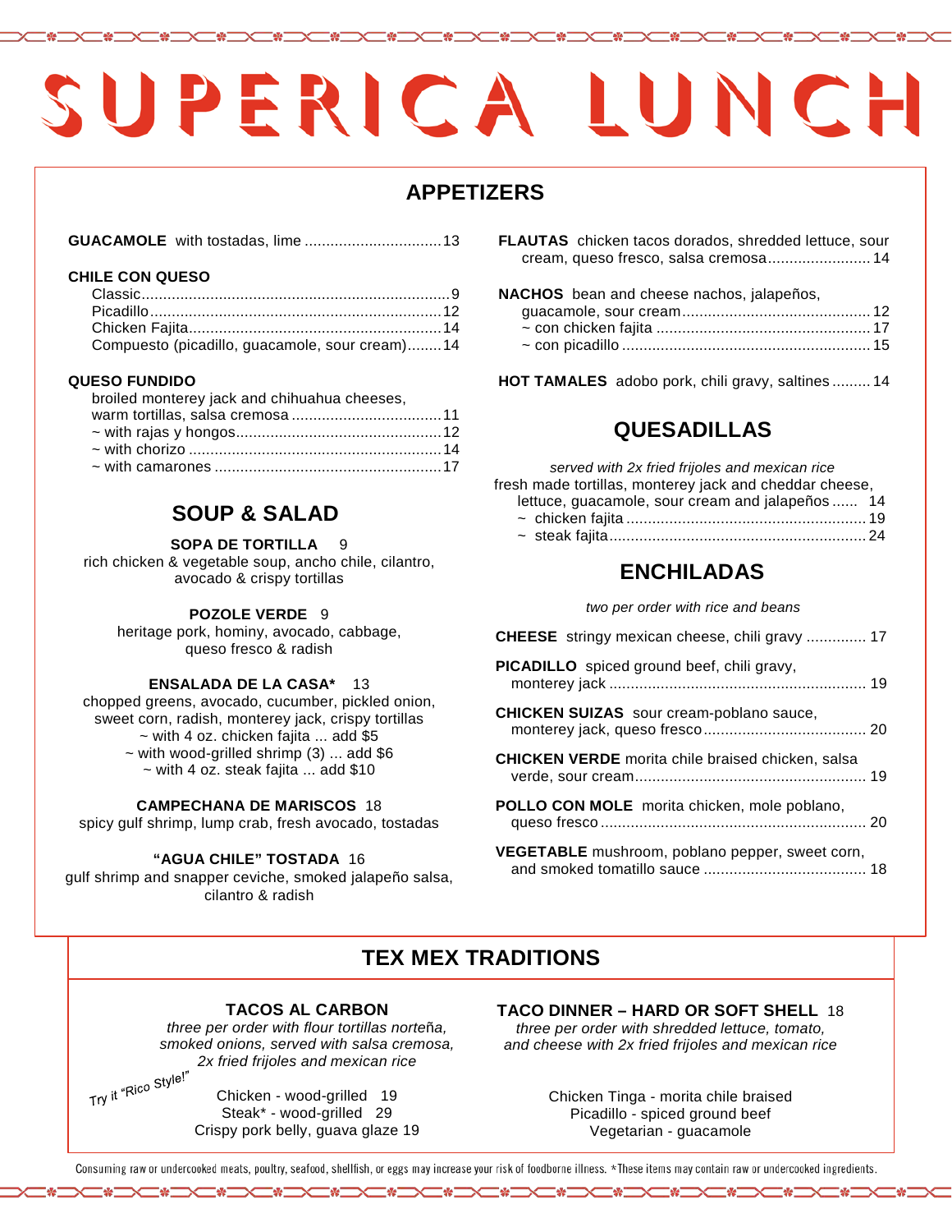# SUPERICA LUNCH

## APPETIZERS

**GUACAMOLE** with tostadas, lime ................................ 13

**CHILE CON QUESO**
Classic ........................................................................ 9
Picadillo .................................................................... 12
Chicken Fajita ........................................................... 14
Compuesto (picadillo, guacamole, sour cream) ........ 14

**QUESO FUNDIDO**
broiled monterey jack and chihuahua cheeses, warm tortillas, salsa cremosa ................................... 11
~ with rajas y hongos ................................................ 12
~ with chorizo ........................................................... 14
~ with camarones ..................................................... 17

**FLAUTAS** chicken tacos dorados, shredded lettuce, sour cream, queso fresco, salsa cremosa ........................ 14

**NACHOS** bean and cheese nachos, jalapeños, guacamole, sour cream ............................................ 12
~ con chicken fajita .................................................. 17
~ con picadillo .......................................................... 15

**HOT TAMALES** adobo pork, chili gravy, saltines ......... 14

## SOUP & SALAD

**SOPA DE TORTILLA** 9
rich chicken & vegetable soup, ancho chile, cilantro, avocado & crispy tortillas

**POZOLE VERDE** 9
heritage pork, hominy, avocado, cabbage, queso fresco & radish

**ENSALADA DE LA CASA*** 13
chopped greens, avocado, cucumber, pickled onion, sweet corn, radish, monterey jack, crispy tortillas
~ with 4 oz. chicken fajita ... add $5
~ with wood-grilled shrimp (3) ... add $6
~ with 4 oz. steak fajita ... add $10

**CAMPECHANA DE MARISCOS** 18
spicy gulf shrimp, lump crab, fresh avocado, tostadas

**"AGUA CHILE" TOSTADA** 16
gulf shrimp and snapper ceviche, smoked jalapeño salsa, cilantro & radish

## QUESADILLAS

*served with 2x fried frijoles and mexican rice*

fresh made tortillas, monterey jack and cheddar cheese, lettuce, guacamole, sour cream and jalapeños ...... 14
~ chicken fajita ........................................................ 19
~ steak fajita ............................................................ 24

## ENCHILADAS

*two per order with rice and beans*

**CHEESE** stringy mexican cheese, chili gravy .............. 17

**PICADILLO** spiced ground beef, chili gravy, monterey jack ............................................................ 19

**CHICKEN SUIZAS** sour cream-poblano sauce, monterey jack, queso fresco ...................................... 20

**CHICKEN VERDE** morita chile braised chicken, salsa verde, sour cream ...................................................... 19

**POLLO CON MOLE** morita chicken, mole poblano, queso fresco .............................................................. 20

**VEGETABLE** mushroom, poblano pepper, sweet corn, and smoked tomatillo sauce ...................................... 18

## TEX MEX TRADITIONS

**TACOS AL CARBON**
*three per order with flour tortillas norteña, smoked onions, served with salsa cremosa, 2x fried frijoles and mexican rice*

*Try it "Rico Style!"*

Chicken - wood-grilled 19
Steak* - wood-grilled 29
Crispy pork belly, guava glaze 19

**TACO DINNER – HARD OR SOFT SHELL** 18
*three per order with shredded lettuce, tomato, and cheese with 2x fried frijoles and mexican rice*

Chicken Tinga - morita chile braised
Picadillo - spiced ground beef
Vegetarian - guacamole

Consuming raw or undercooked meats, poultry, seafood, shellfish, or eggs may increase your risk of foodborne illness. *These items may contain raw or undercooked ingredients.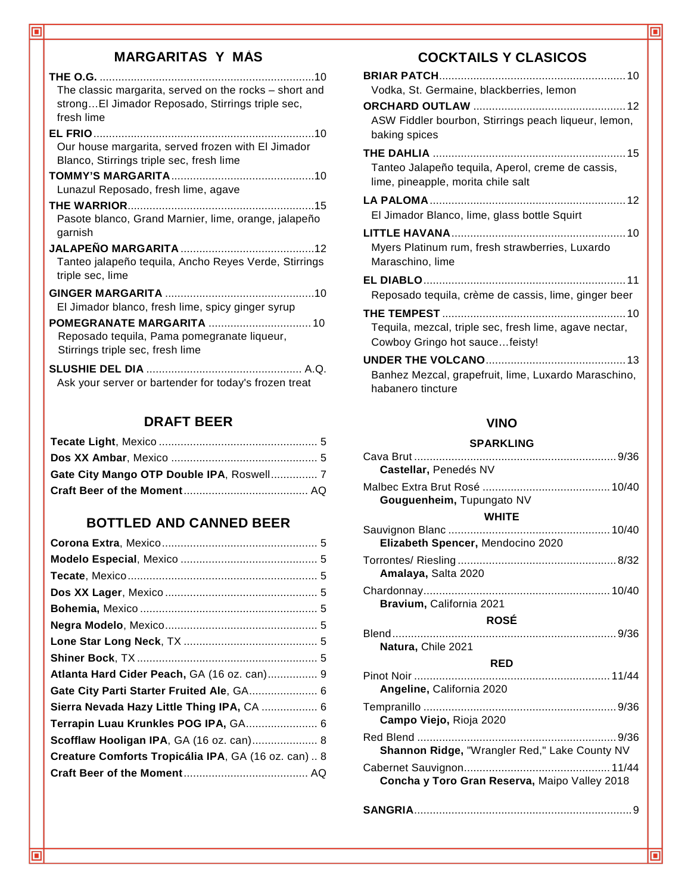## MARGARITAS Y MÁS

**THE O.G.** ..................... 10
The classic margarita, served on the rocks – short and strong…El Jimador Reposado, Stirrings triple sec, fresh lime

**EL FRIO** ..................... 10
Our house margarita, served frozen with El Jimador Blanco, Stirrings triple sec, fresh lime

**TOMMY'S MARGARITA** ..................... 10
Lunazul Reposado, fresh lime, agave

**THE WARRIOR** ..................... 15
Pasote blanco, Grand Marnier, lime, orange, jalapeño garnish

**JALAPEÑO MARGARITA** ..................... 12
Tanteo jalapeño tequila, Ancho Reyes Verde, Stirrings triple sec, lime

**GINGER MARGARITA** ..................... 10
El Jimador blanco, fresh lime, spicy ginger syrup

**POMEGRANATE MARGARITA** ..................... 10
Reposado tequila, Pama pomegranate liqueur, Stirrings triple sec, fresh lime

**SLUSHIE DEL DIA** ..................... A.Q.
Ask your server or bartender for today's frozen treat

## DRAFT BEER

**Tecate Light**, Mexico ..................... 5
**Dos XX Ambar**, Mexico ..................... 5
**Gate City Mango OTP Double IPA**, Roswell ..................... 7
**Craft Beer of the Moment** ..................... AQ

## BOTTLED AND CANNED BEER

**Corona Extra**, Mexico ..................... 5
**Modelo Especial**, Mexico ..................... 5
**Tecate**, Mexico ..................... 5
**Dos XX Lager**, Mexico ..................... 5
**Bohemia,** Mexico ..................... 5
**Negra Modelo**, Mexico ..................... 5
**Lone Star Long Neck**, TX ..................... 5
**Shiner Bock**, TX ..................... 5
**Atlanta Hard Cider Peach,** GA (16 oz. can) ..................... 9
**Gate City Parti Starter Fruited Ale**, GA ..................... 6
**Sierra Nevada Hazy Little Thing IPA,** CA ..................... 6
**Terrapin Luau Krunkles POG IPA,** GA ..................... 6
**Scofflaw Hooligan IPA**, GA (16 oz. can) ..................... 8
**Creature Comforts Tropicália IPA**, GA (16 oz. can) ..................... 8
**Craft Beer of the Moment** ..................... AQ

## COCKTAILS Y CLASICOS

**BRIAR PATCH** ..................... 10
Vodka, St. Germaine, blackberries, lemon

**ORCHARD OUTLAW** ..................... 12
ASW Fiddler bourbon, Stirrings peach liqueur, lemon, baking spices

**THE DAHLIA** ..................... 15
Tanteo Jalapeño tequila, Aperol, creme de cassis, lime, pineapple, morita chile salt

**LA PALOMA** ..................... 12
El Jimador Blanco, lime, glass bottle Squirt

**LITTLE HAVANA** ..................... 10
Myers Platinum rum, fresh strawberries, Luxardo Maraschino, lime

**EL DIABLO** ..................... 11
Reposado tequila, crème de cassis, lime, ginger beer

**THE TEMPEST** ..................... 10
Tequila, mezcal, triple sec, fresh lime, agave nectar, Cowboy Gringo hot sauce…feisty!

**UNDER THE VOLCANO** ..................... 13
Banhez Mezcal, grapefruit, lime, Luxardo Maraschino, habanero tincture

## VINO

### SPARKLING

Cava Brut ..................... 9/36
**Castellar,** Penedés NV

Malbec Extra Brut Rosé ..................... 10/40
**Gouguenheim,** Tupungato NV

### WHITE

Sauvignon Blanc ..................... 10/40
**Elizabeth Spencer,** Mendocino 2020

Torrontes/ Riesling ..................... 8/32
**Amalaya,** Salta 2020

Chardonnay ..................... 10/40
**Bravium,** California 2021

### ROSÉ

Blend ..................... 9/36
**Natura,** Chile 2021

### RED

Pinot Noir ..................... 11/44
**Angeline,** California 2020

Tempranillo ..................... 9/36
**Campo Viejo,** Rioja 2020

Red Blend ..................... 9/36
**Shannon Ridge,** "Wrangler Red," Lake County NV

Cabernet Sauvignon ..................... 11/44
**Concha y Toro Gran Reserva,** Maipo Valley 2018

**SANGRIA** ..................... 9